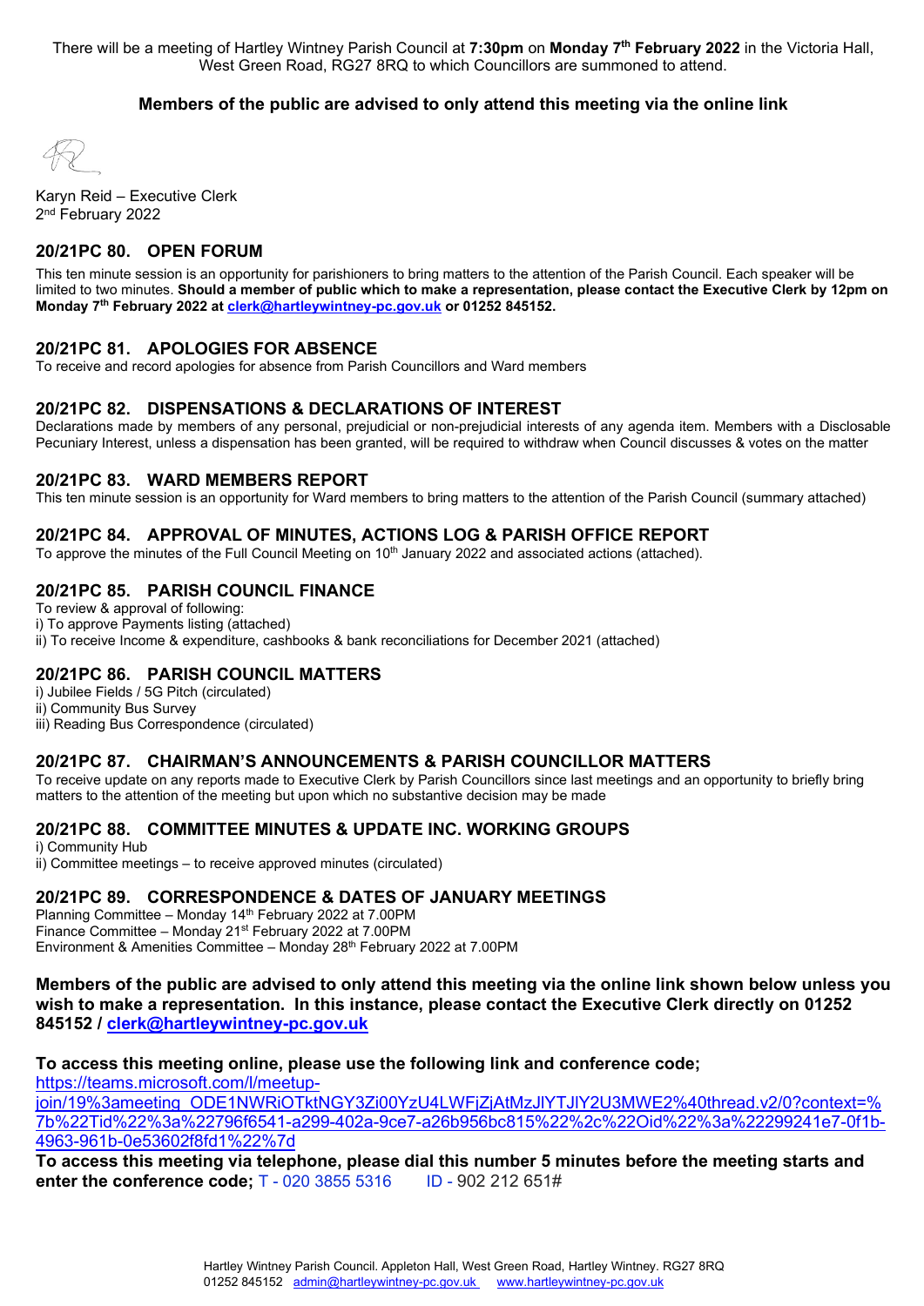There will be a meeting of Hartley Wintney Parish Council at **7:30pm** on **Monday 7th February 2022** in the Victoria Hall, West Green Road, RG27 8RQ to which Councillors are summoned to attend.

**Members of the public are advised to only attend this meeting via the online link**

Karyn Reid – Executive Clerk
2nd February 2022

## 20/21PC 80. OPEN FORUM

This ten minute session is an opportunity for parishioners to bring matters to the attention of the Parish Council. Each speaker will be limited to two minutes. **Should a member of public which to make a representation, please contact the Executive Clerk by 12pm on Monday 7th February 2022 at clerk@hartleywintney-pc.gov.uk or 01252 845152.**

## 20/21PC 81. APOLOGIES FOR ABSENCE

To receive and record apologies for absence from Parish Councillors and Ward members

## 20/21PC 82. DISPENSATIONS & DECLARATIONS OF INTEREST

Declarations made by members of any personal, prejudicial or non-prejudicial interests of any agenda item. Members with a Disclosable Pecuniary Interest, unless a dispensation has been granted, will be required to withdraw when Council discusses & votes on the matter

## 20/21PC 83. WARD MEMBERS REPORT

This ten minute session is an opportunity for Ward members to bring matters to the attention of the Parish Council (summary attached)

## 20/21PC 84. APPROVAL OF MINUTES, ACTIONS LOG & PARISH OFFICE REPORT

To approve the minutes of the Full Council Meeting on 10th January 2022 and associated actions (attached).

## 20/21PC 85. PARISH COUNCIL FINANCE

To review & approval of following:
i) To approve Payments listing (attached)
ii) To receive Income & expenditure, cashbooks & bank reconciliations for December 2021 (attached)

## 20/21PC 86. PARISH COUNCIL MATTERS

i) Jubilee Fields / 5G Pitch (circulated)
ii) Community Bus Survey
iii) Reading Bus Correspondence (circulated)

## 20/21PC 87. CHAIRMAN'S ANNOUNCEMENTS & PARISH COUNCILLOR MATTERS

To receive update on any reports made to Executive Clerk by Parish Councillors since last meetings and an opportunity to briefly bring matters to the attention of the meeting but upon which no substantive decision may be made

## 20/21PC 88. COMMITTEE MINUTES & UPDATE INC. WORKING GROUPS

i) Community Hub
ii) Committee meetings – to receive approved minutes (circulated)

## 20/21PC 89. CORRESPONDENCE & DATES OF JANUARY MEETINGS

Planning Committee – Monday 14th February 2022 at 7.00PM
Finance Committee – Monday 21st February 2022 at 7.00PM
Environment & Amenities Committee – Monday 28th February 2022 at 7.00PM

**Members of the public are advised to only attend this meeting via the online link shown below unless you wish to make a representation. In this instance, please contact the Executive Clerk directly on 01252 845152 / clerk@hartleywintney-pc.gov.uk**

**To access this meeting online, please use the following link and conference code;**
https://teams.microsoft.com/l/meetup-join/19%3ameeting_ODE1NWRiOTktNGY3Zi00YzU4LWFjZjAtMzJlYTJlY2U3MWE2%40thread.v2/0?context=%7b%22Tid%22%3a%22796f6541-a299-402a-9ce7-a26b956bc815%22%2c%22Oid%22%3a%22299241e7-0f1b-4963-961b-0e53602f8fd1%22%7d

**To access this meeting via telephone, please dial this number 5 minutes before the meeting starts and enter the conference code;** T - 020 3855 5316 ID - 902 212 651#

Hartley Wintney Parish Council. Appleton Hall, West Green Road, Hartley Wintney. RG27 8RQ
01252 845152 admin@hartleywintney-pc.gov.uk www.hartleywintney-pc.gov.uk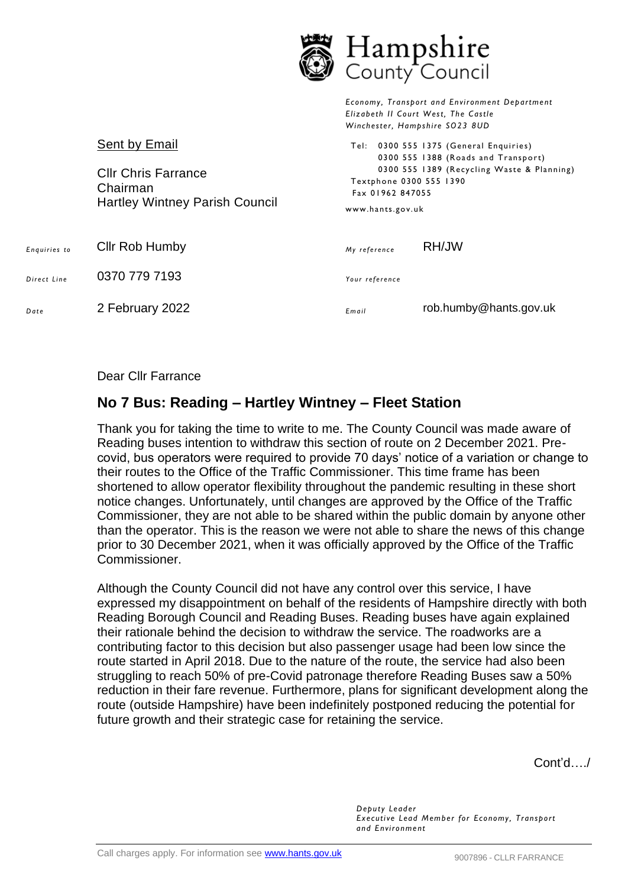**Hampshire County Council**

*Economy, Transport and Environment Department*
*Elizabeth II Court West, The Castle*
*Winchester, Hampshire SO23 8UD*

Tel: 0300 555 1375 (General Enquiries)
0300 555 1388 (Roads and Transport)
0300 555 1389 (Recycling Waste & Planning)
Textphone 0300 555 1390
Fax 01962 847055
www.hants.gov.uk

Sent by Email

Cllr Chris Farrance
Chairman
Hartley Wintney Parish Council

| | | | |
|---|---|---|---|
| *Enquiries to* | Cllr Rob Humby | *My reference* | RH/JW |
| *Direct Line* | 0370 779 7193 | *Your reference* | |
| *Date* | 2 February 2022 | *Email* | rob.humby@hants.gov.uk |

Dear Cllr Farrance

## No 7 Bus: Reading – Hartley Wintney – Fleet Station

Thank you for taking the time to write to me. The County Council was made aware of Reading buses intention to withdraw this section of route on 2 December 2021. Pre-covid, bus operators were required to provide 70 days' notice of a variation or change to their routes to the Office of the Traffic Commissioner. This time frame has been shortened to allow operator flexibility throughout the pandemic resulting in these short notice changes. Unfortunately, until changes are approved by the Office of the Traffic Commissioner, they are not able to be shared within the public domain by anyone other than the operator. This is the reason we were not able to share the news of this change prior to 30 December 2021, when it was officially approved by the Office of the Traffic Commissioner.

Although the County Council did not have any control over this service, I have expressed my disappointment on behalf of the residents of Hampshire directly with both Reading Borough Council and Reading Buses. Reading buses have again explained their rationale behind the decision to withdraw the service. The roadworks are a contributing factor to this decision but also passenger usage had been low since the route started in April 2018. Due to the nature of the route, the service had also been struggling to reach 50% of pre-Covid patronage therefore Reading Buses saw a 50% reduction in their fare revenue. Furthermore, plans for significant development along the route (outside Hampshire) have been indefinitely postponed reducing the potential for future growth and their strategic case for retaining the service.

Cont'd…./

*Deputy Leader*
*Executive Lead Member for Economy, Transport and Environment*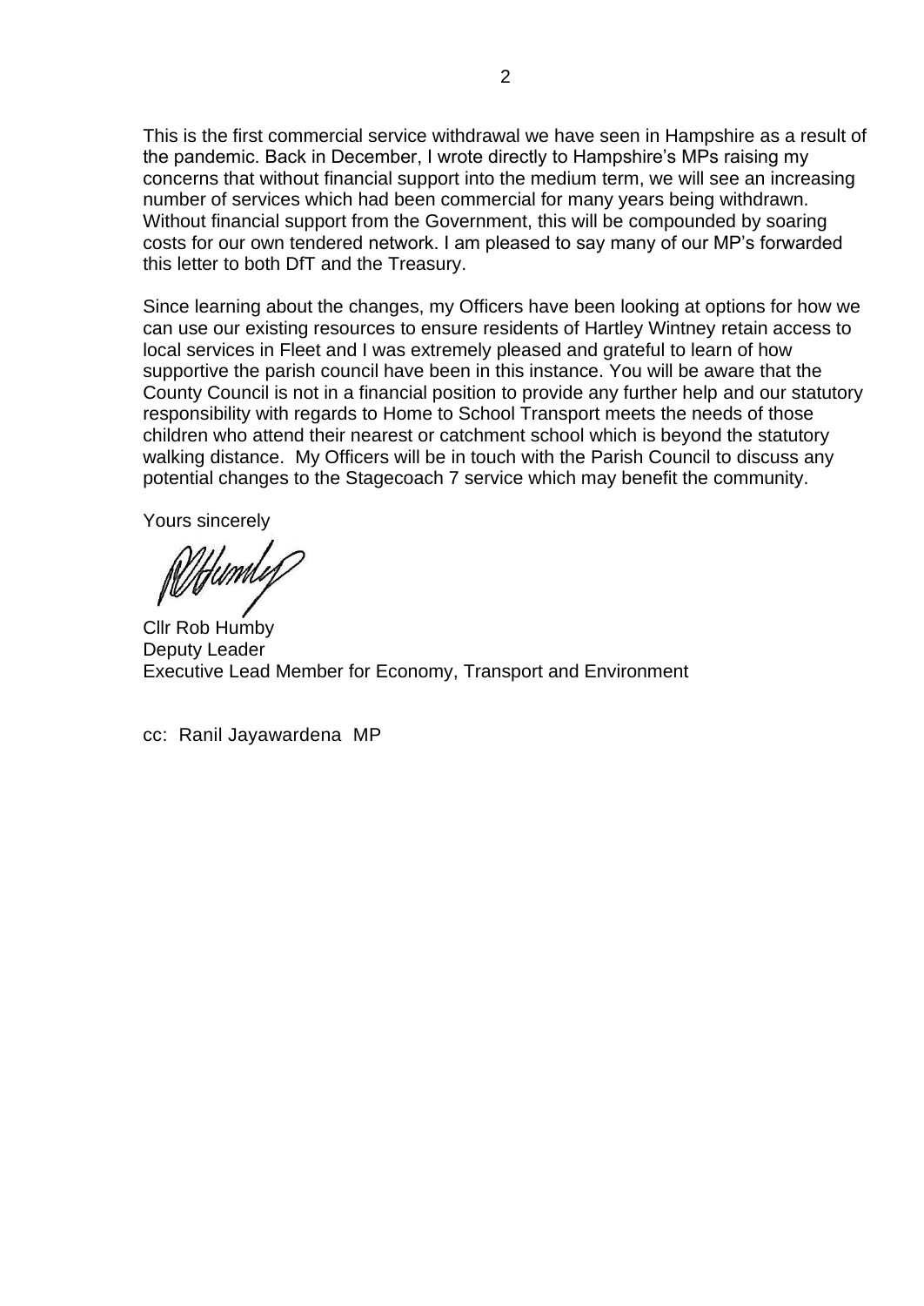This is the first commercial service withdrawal we have seen in Hampshire as a result of the pandemic. Back in December, I wrote directly to Hampshire's MPs raising my concerns that without financial support into the medium term, we will see an increasing number of services which had been commercial for many years being withdrawn. Without financial support from the Government, this will be compounded by soaring costs for our own tendered network. I am pleased to say many of our MP's forwarded this letter to both DfT and the Treasury.

Since learning about the changes, my Officers have been looking at options for how we can use our existing resources to ensure residents of Hartley Wintney retain access to local services in Fleet and I was extremely pleased and grateful to learn of how supportive the parish council have been in this instance. You will be aware that the County Council is not in a financial position to provide any further help and our statutory responsibility with regards to Home to School Transport meets the needs of those children who attend their nearest or catchment school which is beyond the statutory walking distance. My Officers will be in touch with the Parish Council to discuss any potential changes to the Stagecoach 7 service which may benefit the community.

Yours sincerely

Cllr Rob Humby
Deputy Leader
Executive Lead Member for Economy, Transport and Environment

cc: Ranil Jayawardena MP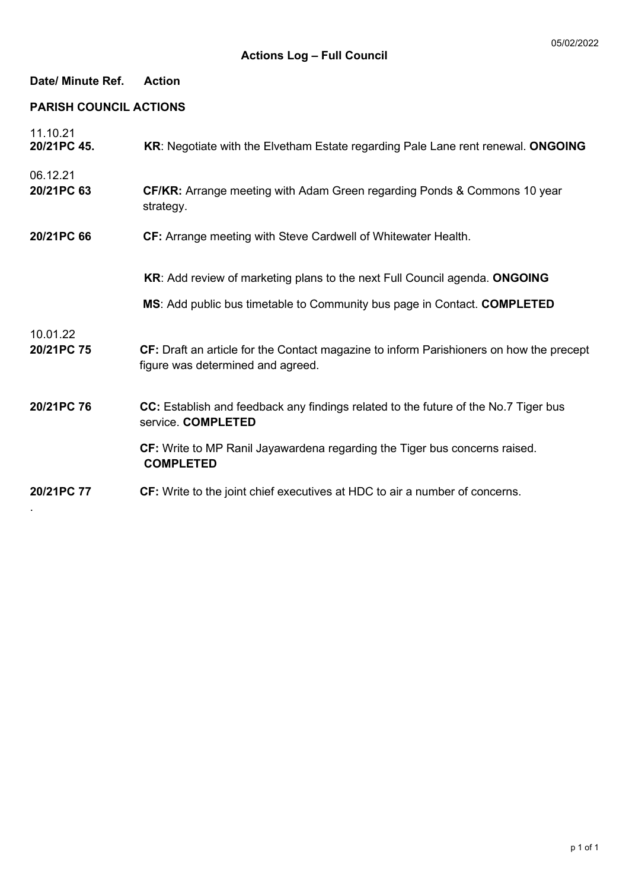05/02/2022

## Actions Log – Full Council

**Date/ Minute Ref.** **Action**

**PARISH COUNCIL ACTIONS**

11.10.21

**20/21PC 45.** **KR**: Negotiate with the Elvetham Estate regarding Pale Lane rent renewal. **ONGOING**

06.12.21

**20/21PC 63** **CF/KR:** Arrange meeting with Adam Green regarding Ponds & Commons 10 year strategy.

**20/21PC 66** **CF:** Arrange meeting with Steve Cardwell of Whitewater Health.

**KR**: Add review of marketing plans to the next Full Council agenda. **ONGOING**

**MS**: Add public bus timetable to Community bus page in Contact. **COMPLETED**

10.01.22

**20/21PC 75** **CF:** Draft an article for the Contact magazine to inform Parishioners on how the precept figure was determined and agreed.

**20/21PC 76** **CC:** Establish and feedback any findings related to the future of the No.7 Tiger bus service. **COMPLETED**

**CF:** Write to MP Ranil Jayawardena regarding the Tiger bus concerns raised. **COMPLETED**

**20/21PC 77** **CF:** Write to the joint chief executives at HDC to air a number of concerns.

.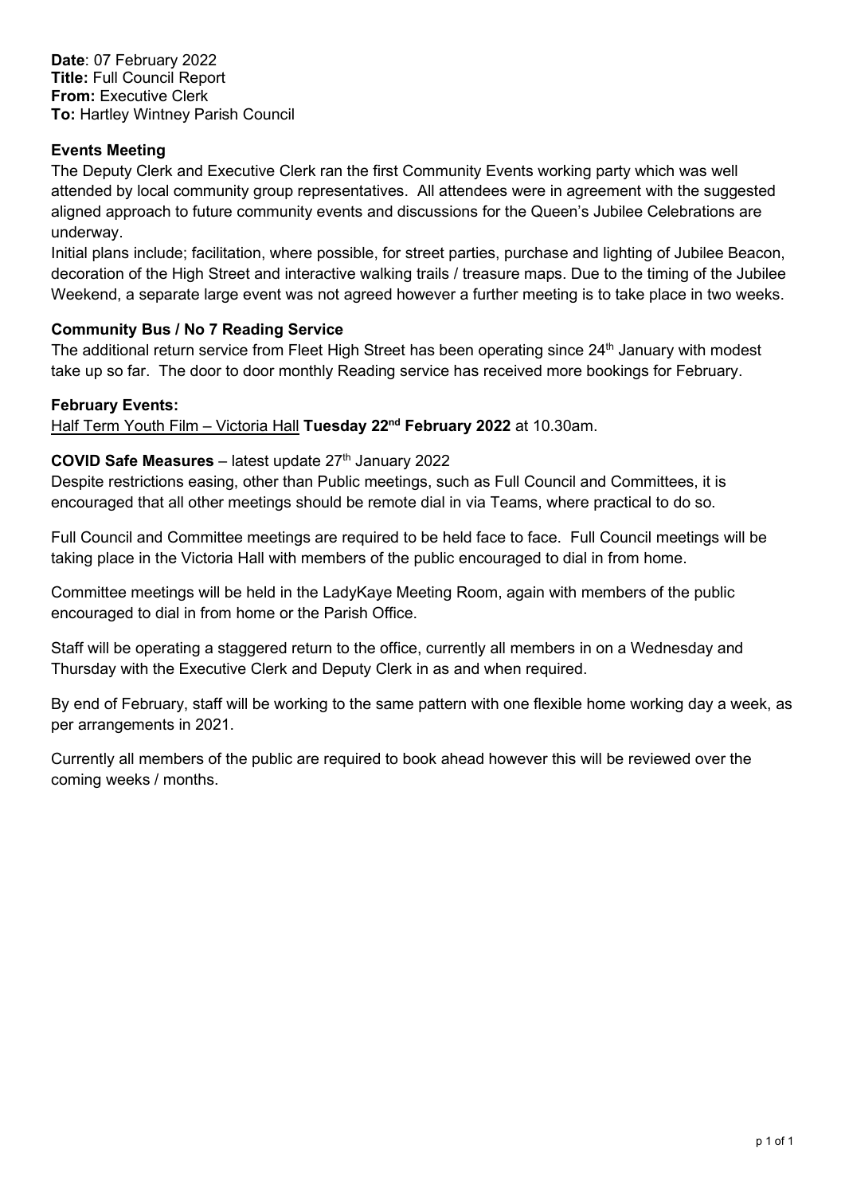**Date**: 07 February 2022
**Title:** Full Council Report
**From:** Executive Clerk
**To:** Hartley Wintney Parish Council

**Events Meeting**

The Deputy Clerk and Executive Clerk ran the first Community Events working party which was well attended by local community group representatives. All attendees were in agreement with the suggested aligned approach to future community events and discussions for the Queen's Jubilee Celebrations are underway.

Initial plans include; facilitation, where possible, for street parties, purchase and lighting of Jubilee Beacon, decoration of the High Street and interactive walking trails / treasure maps. Due to the timing of the Jubilee Weekend, a separate large event was not agreed however a further meeting is to take place in two weeks.

**Community Bus / No 7 Reading Service**

The additional return service from Fleet High Street has been operating since 24th January with modest take up so far. The door to door monthly Reading service has received more bookings for February.

**February Events:**

Half Term Youth Film – Victoria Hall **Tuesday 22nd February 2022** at 10.30am.

**COVID Safe Measures** – latest update 27th January 2022

Despite restrictions easing, other than Public meetings, such as Full Council and Committees, it is encouraged that all other meetings should be remote dial in via Teams, where practical to do so.

Full Council and Committee meetings are required to be held face to face. Full Council meetings will be taking place in the Victoria Hall with members of the public encouraged to dial in from home.

Committee meetings will be held in the LadyKaye Meeting Room, again with members of the public encouraged to dial in from home or the Parish Office.

Staff will be operating a staggered return to the office, currently all members in on a Wednesday and Thursday with the Executive Clerk and Deputy Clerk in as and when required.

By end of February, staff will be working to the same pattern with one flexible home working day a week, as per arrangements in 2021.

Currently all members of the public are required to book ahead however this will be reviewed over the coming weeks / months.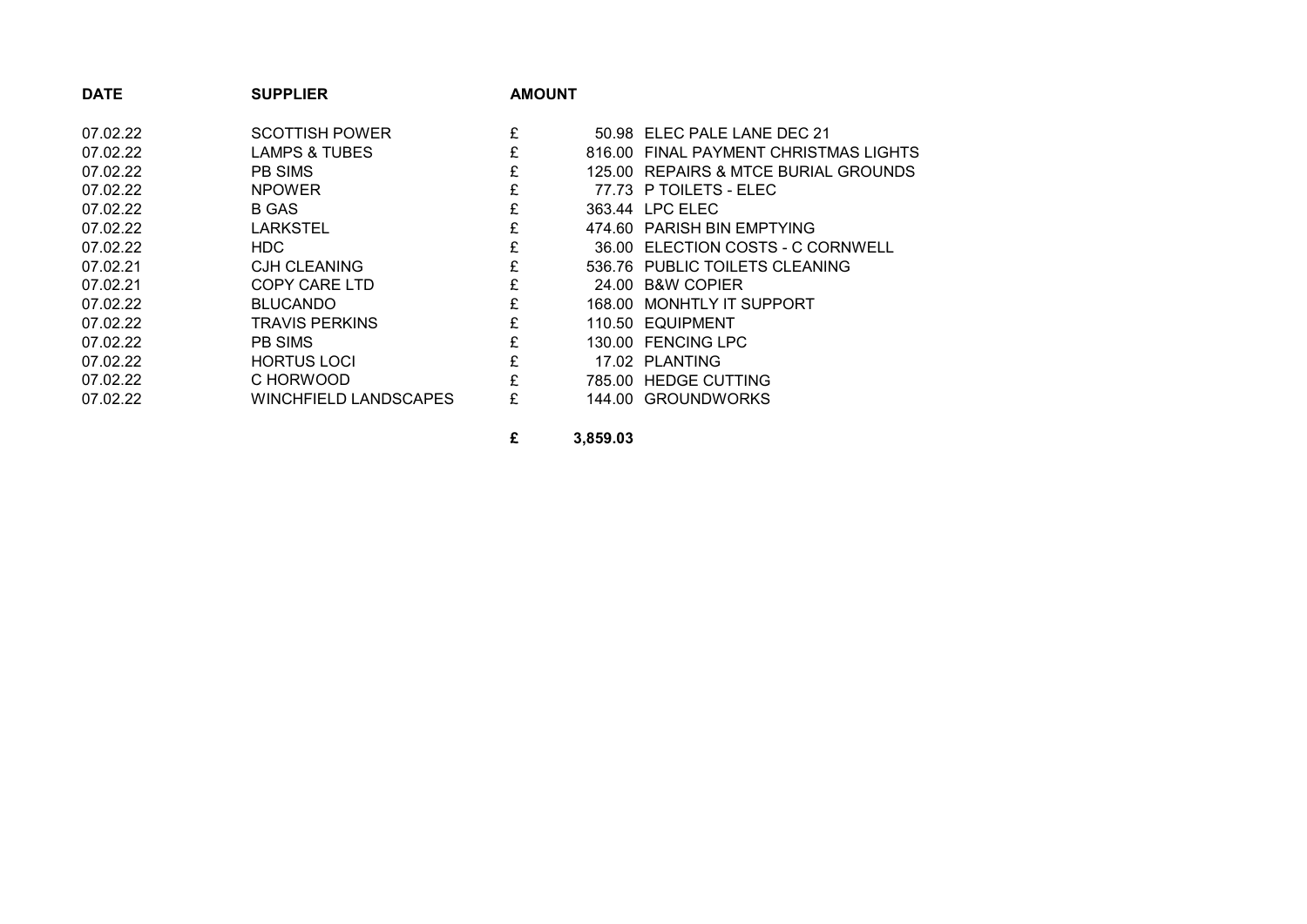| DATE | SUPPLIER | AMOUNT | | |
|---|---|---|---|---|
| 07.02.22 | SCOTTISH POWER | £ | 50.98 | ELEC PALE LANE DEC 21 |
| 07.02.22 | LAMPS & TUBES | £ | 816.00 | FINAL PAYMENT CHRISTMAS LIGHTS |
| 07.02.22 | PB SIMS | £ | 125.00 | REPAIRS & MTCE BURIAL GROUNDS |
| 07.02.22 | NPOWER | £ | 77.73 | P TOILETS - ELEC |
| 07.02.22 | B GAS | £ | 363.44 | LPC ELEC |
| 07.02.22 | LARKSTEL | £ | 474.60 | PARISH BIN EMPTYING |
| 07.02.22 | HDC | £ | 36.00 | ELECTION COSTS - C CORNWELL |
| 07.02.21 | CJH CLEANING | £ | 536.76 | PUBLIC TOILETS CLEANING |
| 07.02.21 | COPY CARE LTD | £ | 24.00 | B&W COPIER |
| 07.02.22 | BLUCANDO | £ | 168.00 | MONHTLY IT SUPPORT |
| 07.02.22 | TRAVIS PERKINS | £ | 110.50 | EQUIPMENT |
| 07.02.22 | PB SIMS | £ | 130.00 | FENCING LPC |
| 07.02.22 | HORTUS LOCI | £ | 17.02 | PLANTING |
| 07.02.22 | C HORWOOD | £ | 785.00 | HEDGE CUTTING |
| 07.02.22 | WINCHFIELD LANDSCAPES | £ | 144.00 | GROUNDWORKS |
| | | **£** | **3,859.03** | |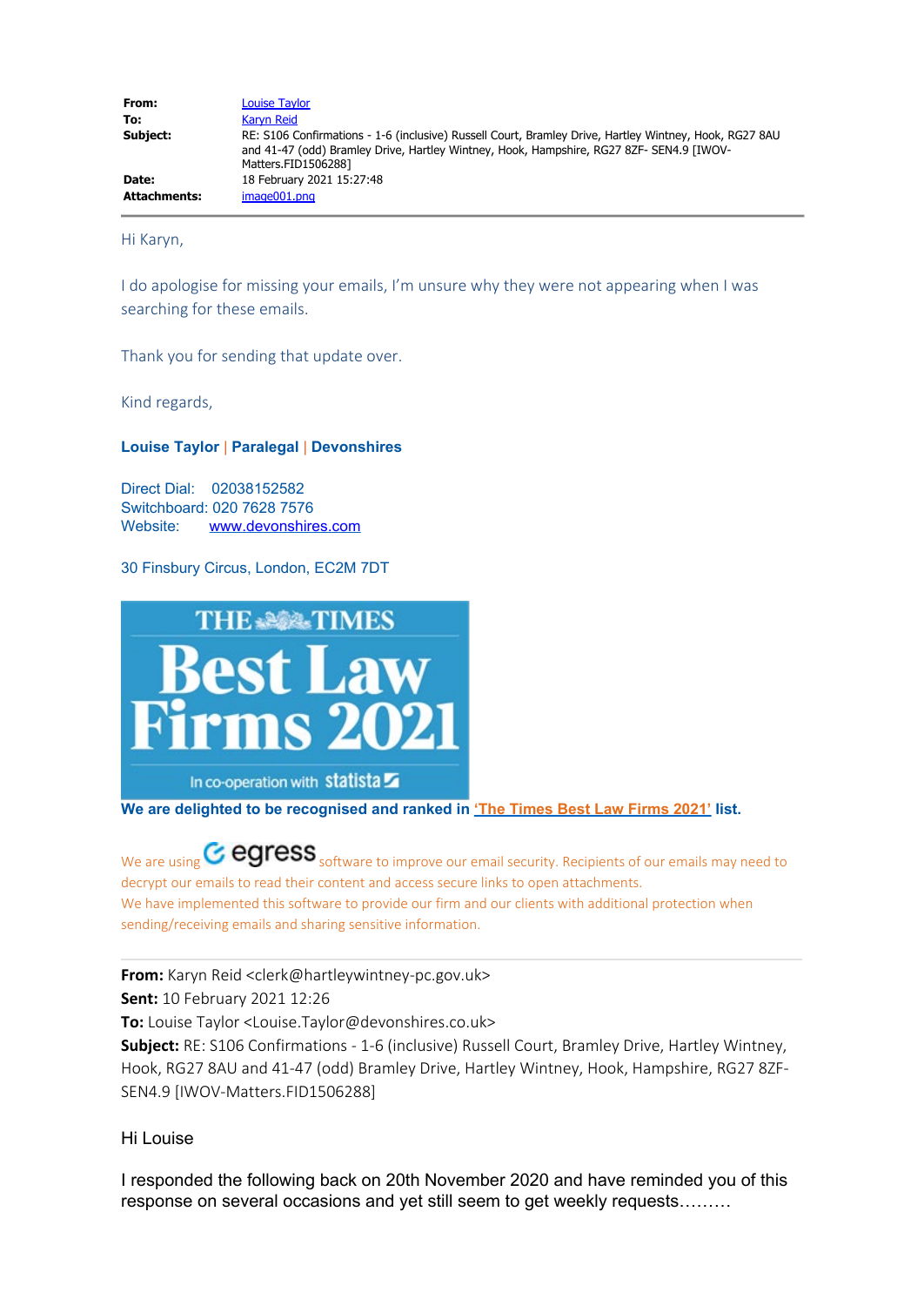| | |
|---|---|
| **From:** | Louise Taylor |
| **To:** | Karyn Reid |
| **Subject:** | RE: S106 Confirmations - 1-6 (inclusive) Russell Court, Bramley Drive, Hartley Wintney, Hook, RG27 8AU and 41-47 (odd) Bramley Drive, Hartley Wintney, Hook, Hampshire, RG27 8ZF- SEN4.9 [IWOV-Matters.FID1506288] |
| **Date:** | 18 February 2021 15:27:48 |
| **Attachments:** | image001.png |

Hi Karyn,

I do apologise for missing your emails, I'm unsure why they were not appearing when I was searching for these emails.

Thank you for sending that update over.

Kind regards,

**Louise Taylor | Paralegal | Devonshires**

Direct Dial: 02038152582
Switchboard: 020 7628 7576
Website: www.devonshires.com

30 Finsbury Circus, London, EC2M 7DT

THE TIMES Best Law Firms 2021 In co-operation with statista

**We are delighted to be recognised and ranked in 'The Times Best Law Firms 2021' list.**

We are using egress software to improve our email security. Recipients of our emails may need to decrypt our emails to read their content and access secure links to open attachments.
We have implemented this software to provide our firm and our clients with additional protection when sending/receiving emails and sharing sensitive information.

---

**From:** Karyn Reid <clerk@hartleywintney-pc.gov.uk>
**Sent:** 10 February 2021 12:26
**To:** Louise Taylor <Louise.Taylor@devonshires.co.uk>
**Subject:** RE: S106 Confirmations - 1-6 (inclusive) Russell Court, Bramley Drive, Hartley Wintney, Hook, RG27 8AU and 41-47 (odd) Bramley Drive, Hartley Wintney, Hook, Hampshire, RG27 8ZF-SEN4.9 [IWOV-Matters.FID1506288]

Hi Louise

I responded the following back on 20th November 2020 and have reminded you of this response on several occasions and yet still seem to get weekly requests………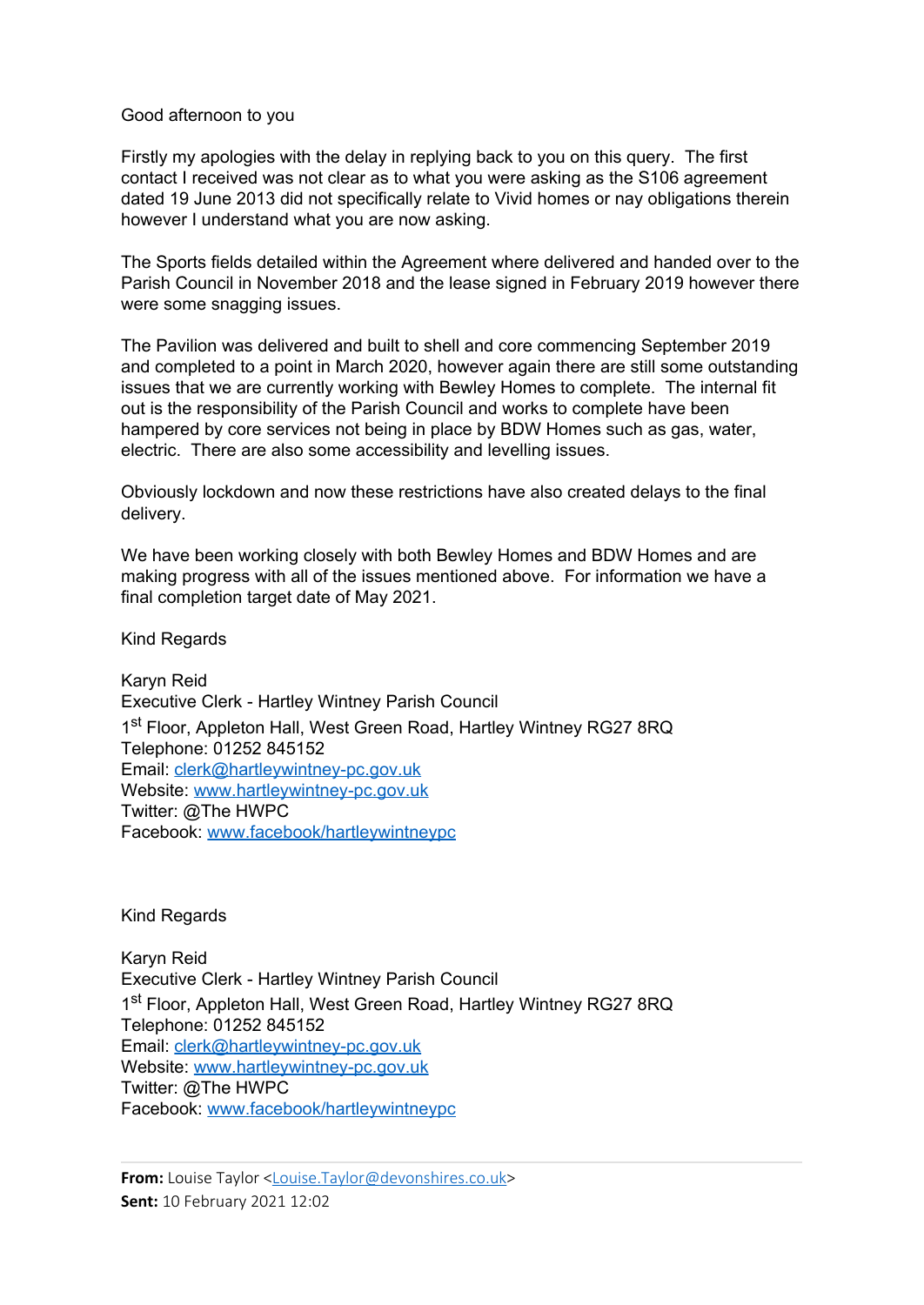Good afternoon to you

Firstly my apologies with the delay in replying back to you on this query. The first contact I received was not clear as to what you were asking as the S106 agreement dated 19 June 2013 did not specifically relate to Vivid homes or nay obligations therein however I understand what you are now asking.

The Sports fields detailed within the Agreement where delivered and handed over to the Parish Council in November 2018 and the lease signed in February 2019 however there were some snagging issues.

The Pavilion was delivered and built to shell and core commencing September 2019 and completed to a point in March 2020, however again there are still some outstanding issues that we are currently working with Bewley Homes to complete. The internal fit out is the responsibility of the Parish Council and works to complete have been hampered by core services not being in place by BDW Homes such as gas, water, electric. There are also some accessibility and levelling issues.

Obviously lockdown and now these restrictions have also created delays to the final delivery.

We have been working closely with both Bewley Homes and BDW Homes and are making progress with all of the issues mentioned above. For information we have a final completion target date of May 2021.

Kind Regards

Karyn Reid
Executive Clerk - Hartley Wintney Parish Council
1st Floor, Appleton Hall, West Green Road, Hartley Wintney RG27 8RQ
Telephone: 01252 845152
Email: [clerk@hartleywintney-pc.gov.uk](mailto:clerk@hartleywintney-pc.gov.uk)
Website: [www.hartleywintney-pc.gov.uk](http://www.hartleywintney-pc.gov.uk)
Twitter: @The HWPC
Facebook: [www.facebook/hartleywintneypc](http://www.facebook/hartleywintneypc)

Kind Regards

Karyn Reid
Executive Clerk - Hartley Wintney Parish Council
1st Floor, Appleton Hall, West Green Road, Hartley Wintney RG27 8RQ
Telephone: 01252 845152
Email: [clerk@hartleywintney-pc.gov.uk](mailto:clerk@hartleywintney-pc.gov.uk)
Website: [www.hartleywintney-pc.gov.uk](http://www.hartleywintney-pc.gov.uk)
Twitter: @The HWPC
Facebook: [www.facebook/hartleywintneypc](http://www.facebook/hartleywintneypc)

---

**From:** Louise Taylor <[Louise.Taylor@devonshires.co.uk](mailto:Louise.Taylor@devonshires.co.uk)>
**Sent:** 10 February 2021 12:02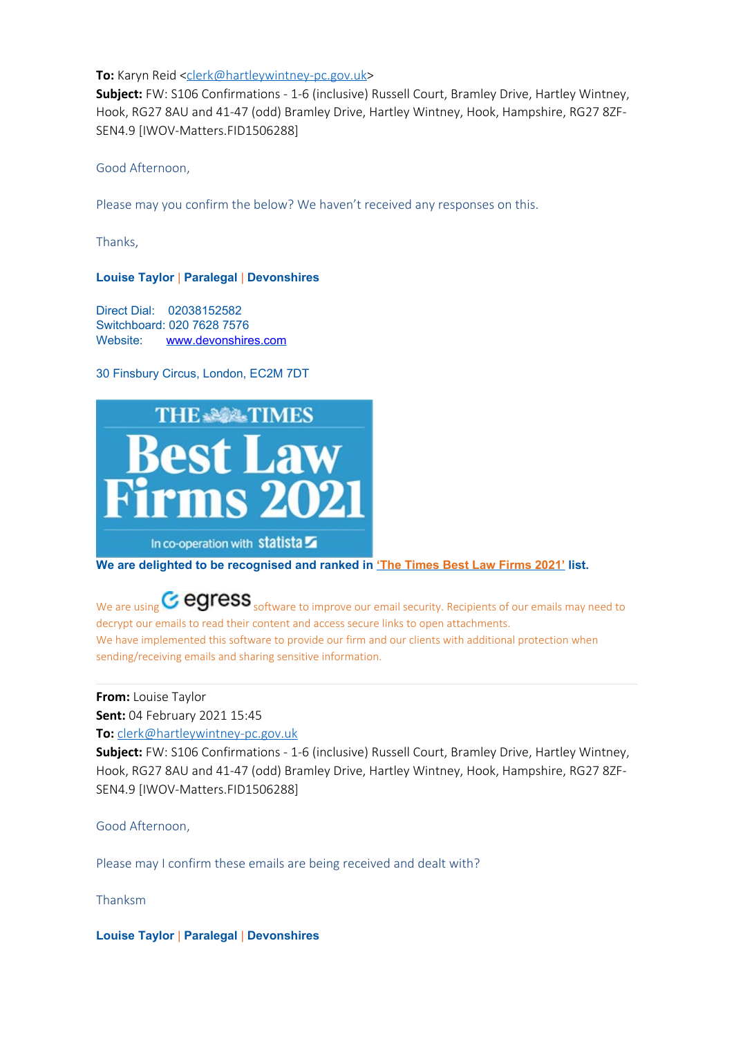**To:** Karyn Reid <clerk@hartleywintney-pc.gov.uk>
**Subject:** FW: S106 Confirmations - 1-6 (inclusive) Russell Court, Bramley Drive, Hartley Wintney, Hook, RG27 8AU and 41-47 (odd) Bramley Drive, Hartley Wintney, Hook, Hampshire, RG27 8ZF-SEN4.9 [IWOV-Matters.FID1506288]

Good Afternoon,

Please may you confirm the below? We haven't received any responses on this.

Thanks,

**Louise Taylor** | **Paralegal** | **Devonshires**

Direct Dial: 02038152582
Switchboard: 020 7628 7576
Website: www.devonshires.com

30 Finsbury Circus, London, EC2M 7DT

THE TIMES Best Law Firms 2021
In co-operation with statista

**We are delighted to be recognised and ranked in 'The Times Best Law Firms 2021' list.**

We are using egress software to improve our email security. Recipients of our emails may need to decrypt our emails to read their content and access secure links to open attachments.
We have implemented this software to provide our firm and our clients with additional protection when sending/receiving emails and sharing sensitive information.

---

**From:** Louise Taylor
**Sent:** 04 February 2021 15:45
**To:** clerk@hartleywintney-pc.gov.uk
**Subject:** FW: S106 Confirmations - 1-6 (inclusive) Russell Court, Bramley Drive, Hartley Wintney, Hook, RG27 8AU and 41-47 (odd) Bramley Drive, Hartley Wintney, Hook, Hampshire, RG27 8ZF-SEN4.9 [IWOV-Matters.FID1506288]

Good Afternoon,

Please may I confirm these emails are being received and dealt with?

Thanksm

**Louise Taylor** | **Paralegal** | **Devonshires**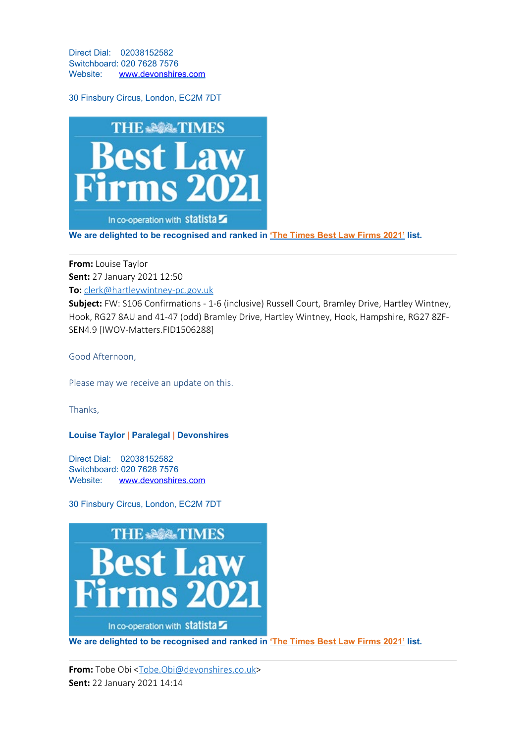Direct Dial: 02038152582
Switchboard: 020 7628 7576
Website: www.devonshires.com

30 Finsbury Circus, London, EC2M 7DT

THE TIMES
Best Law Firms 2021
In co-operation with statista

**We are delighted to be recognised and ranked in 'The Times Best Law Firms 2021' list.**

---

**From:** Louise Taylor
**Sent:** 27 January 2021 12:50
**To:** clerk@hartleywintney-pc.gov.uk
**Subject:** FW: S106 Confirmations - 1-6 (inclusive) Russell Court, Bramley Drive, Hartley Wintney, Hook, RG27 8AU and 41-47 (odd) Bramley Drive, Hartley Wintney, Hook, Hampshire, RG27 8ZF-SEN4.9 [IWOV-Matters.FID1506288]

Good Afternoon,

Please may we receive an update on this.

Thanks,

**Louise Taylor | Paralegal | Devonshires**

Direct Dial: 02038152582
Switchboard: 020 7628 7576
Website: www.devonshires.com

30 Finsbury Circus, London, EC2M 7DT

THE TIMES
Best Law Firms 2021
In co-operation with statista

**We are delighted to be recognised and ranked in 'The Times Best Law Firms 2021' list.**

---

**From:** Tobe Obi <Tobe.Obi@devonshires.co.uk>
**Sent:** 22 January 2021 14:14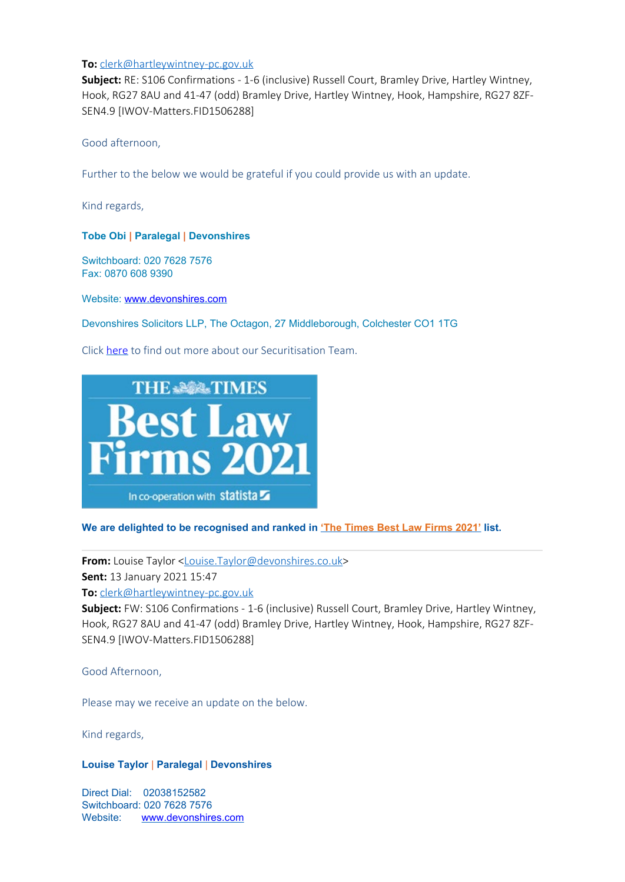**To:** clerk@hartleywintney-pc.gov.uk
**Subject:** RE: S106 Confirmations - 1-6 (inclusive) Russell Court, Bramley Drive, Hartley Wintney, Hook, RG27 8AU and 41-47 (odd) Bramley Drive, Hartley Wintney, Hook, Hampshire, RG27 8ZF-SEN4.9 [IWOV-Matters.FID1506288]

Good afternoon,

Further to the below we would be grateful if you could provide us with an update.

Kind regards,

**Tobe Obi | Paralegal | Devonshires**

Switchboard: 020 7628 7576
Fax: 0870 608 9390

Website: www.devonshires.com

Devonshires Solicitors LLP, The Octagon, 27 Middleborough, Colchester CO1 1TG

Click here to find out more about our Securitisation Team.

THE TIMES Best Law Firms 2021 In co-operation with statista

**We are delighted to be recognised and ranked in 'The Times Best Law Firms 2021' list.**

---

**From:** Louise Taylor <Louise.Taylor@devonshires.co.uk>
**Sent:** 13 January 2021 15:47
**To:** clerk@hartleywintney-pc.gov.uk
**Subject:** FW: S106 Confirmations - 1-6 (inclusive) Russell Court, Bramley Drive, Hartley Wintney, Hook, RG27 8AU and 41-47 (odd) Bramley Drive, Hartley Wintney, Hook, Hampshire, RG27 8ZF-SEN4.9 [IWOV-Matters.FID1506288]

Good Afternoon,

Please may we receive an update on the below.

Kind regards,

**Louise Taylor | Paralegal | Devonshires**

Direct Dial: 02038152582
Switchboard: 020 7628 7576
Website: www.devonshires.com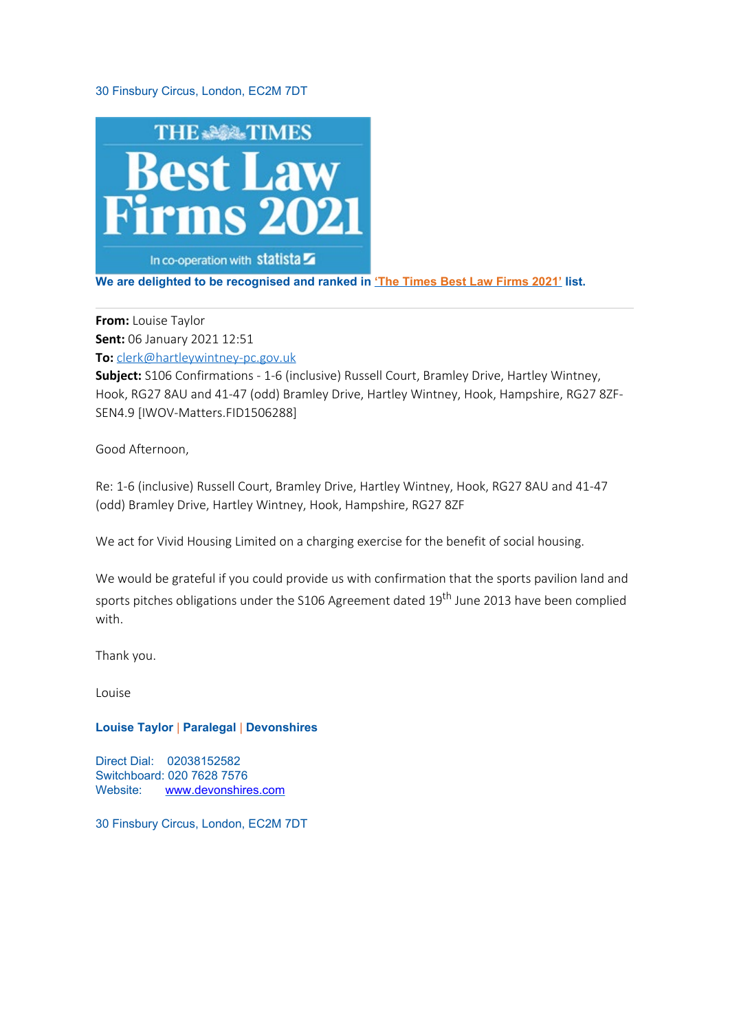30 Finsbury Circus, London, EC2M 7DT

THE TIMES Best Law Firms 2021

In co-operation with statista

**We are delighted to be recognised and ranked in 'The Times Best Law Firms 2021' list.**

---

**From:** Louise Taylor
**Sent:** 06 January 2021 12:51
**To:** clerk@hartleywintney-pc.gov.uk
**Subject:** S106 Confirmations - 1-6 (inclusive) Russell Court, Bramley Drive, Hartley Wintney, Hook, RG27 8AU and 41-47 (odd) Bramley Drive, Hartley Wintney, Hook, Hampshire, RG27 8ZF-SEN4.9 [IWOV-Matters.FID1506288]

Good Afternoon,

Re: 1-6 (inclusive) Russell Court, Bramley Drive, Hartley Wintney, Hook, RG27 8AU and 41-47 (odd) Bramley Drive, Hartley Wintney, Hook, Hampshire, RG27 8ZF

We act for Vivid Housing Limited on a charging exercise for the benefit of social housing.

We would be grateful if you could provide us with confirmation that the sports pavilion land and sports pitches obligations under the S106 Agreement dated 19th June 2013 have been complied with.

Thank you.

Louise

**Louise Taylor | Paralegal | Devonshires**

Direct Dial: 02038152582
Switchboard: 020 7628 7576
Website: www.devonshires.com

30 Finsbury Circus, London, EC2M 7DT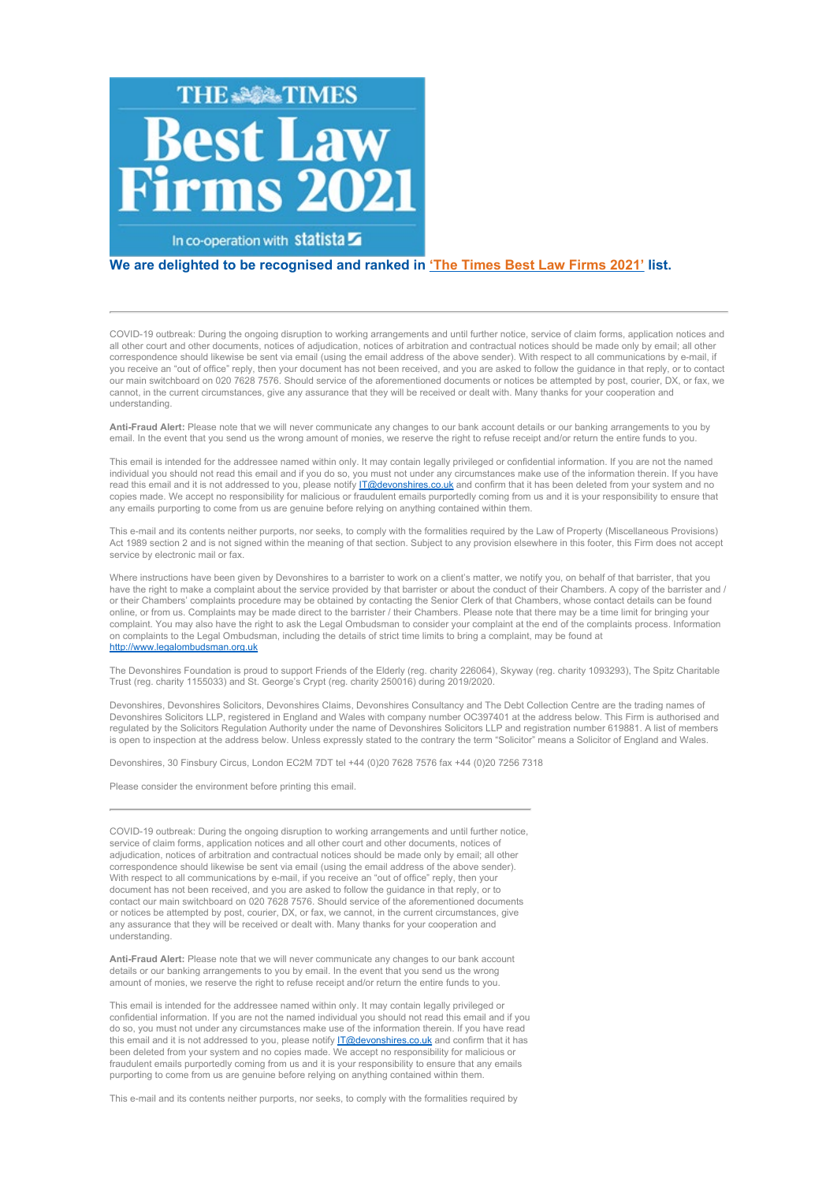THE TIMES

Best Law Firms 2021

In co-operation with statista

**We are delighted to be recognised and ranked in 'The Times Best Law Firms 2021' list.**

---

COVID-19 outbreak: During the ongoing disruption to working arrangements and until further notice, service of claim forms, application notices and all other court and other documents, notices of adjudication, notices of arbitration and contractual notices should be made only by email; all other correspondence should likewise be sent via email (using the email address of the above sender). With respect to all communications by e-mail, if you receive an "out of office" reply, then your document has not been received, and you are asked to follow the guidance in that reply, or to contact our main switchboard on 020 7628 7576. Should service of the aforementioned documents or notices be attempted by post, courier, DX, or fax, we cannot, in the current circumstances, give any assurance that they will be received or dealt with. Many thanks for your cooperation and understanding.

**Anti-Fraud Alert:** Please note that we will never communicate any changes to our bank account details or our banking arrangements to you by email. In the event that you send us the wrong amount of monies, we reserve the right to refuse receipt and/or return the entire funds to you.

This email is intended for the addressee named within only. It may contain legally privileged or confidential information. If you are not the named individual you should not read this email and if you do so, you must not under any circumstances make use of the information therein. If you have read this email and it is not addressed to you, please notify IT@devonshires.co.uk and confirm that it has been deleted from your system and no copies made. We accept no responsibility for malicious or fraudulent emails purportedly coming from us and it is your responsibility to ensure that any emails purporting to come from us are genuine before relying on anything contained within them.

This e-mail and its contents neither purports, nor seeks, to comply with the formalities required by the Law of Property (Miscellaneous Provisions) Act 1989 section 2 and is not signed within the meaning of that section. Subject to any provision elsewhere in this footer, this Firm does not accept service by electronic mail or fax.

Where instructions have been given by Devonshires to a barrister to work on a client's matter, we notify you, on behalf of that barrister, that you have the right to make a complaint about the service provided by that barrister or about the conduct of their Chambers. A copy of the barrister and / or their Chambers' complaints procedure may be obtained by contacting the Senior Clerk of that Chambers, whose contact details can be found online, or from us. Complaints may be made direct to the barrister / their Chambers. Please note that there may be a time limit for bringing your complaint. You may also have the right to ask the Legal Ombudsman to consider your complaint at the end of the complaints process. Information on complaints to the Legal Ombudsman, including the details of strict time limits to bring a complaint, may be found at http://www.legalombudsman.org.uk

The Devonshires Foundation is proud to support Friends of the Elderly (reg. charity 226064), Skyway (reg. charity 1093293), The Spitz Charitable Trust (reg. charity 1155033) and St. George's Crypt (reg. charity 250016) during 2019/2020.

Devonshires, Devonshires Solicitors, Devonshires Claims, Devonshires Consultancy and The Debt Collection Centre are the trading names of Devonshires Solicitors LLP, registered in England and Wales with company number OC397401 at the address below. This Firm is authorised and regulated by the Solicitors Regulation Authority under the name of Devonshires Solicitors LLP and registration number 619881. A list of members is open to inspection at the address below. Unless expressly stated to the contrary the term "Solicitor" means a Solicitor of England and Wales.

Devonshires, 30 Finsbury Circus, London EC2M 7DT tel +44 (0)20 7628 7576 fax +44 (0)20 7256 7318

Please consider the environment before printing this email.

---

COVID-19 outbreak: During the ongoing disruption to working arrangements and until further notice, service of claim forms, application notices and all other court and other documents, notices of adjudication, notices of arbitration and contractual notices should be made only by email; all other correspondence should likewise be sent via email (using the email address of the above sender). With respect to all communications by e-mail, if you receive an "out of office" reply, then your document has not been received, and you are asked to follow the guidance in that reply, or to contact our main switchboard on 020 7628 7576. Should service of the aforementioned documents or notices be attempted by post, courier, DX, or fax, we cannot, in the current circumstances, give any assurance that they will be received or dealt with. Many thanks for your cooperation and understanding.

**Anti-Fraud Alert:** Please note that we will never communicate any changes to our bank account details or our banking arrangements to you by email. In the event that you send us the wrong amount of monies, we reserve the right to refuse receipt and/or return the entire funds to you.

This email is intended for the addressee named within only. It may contain legally privileged or confidential information. If you are not the named individual you should not read this email and if you do so, you must not under any circumstances make use of the information therein. If you have read this email and it is not addressed to you, please notify IT@devonshires.co.uk and confirm that it has been deleted from your system and no copies made. We accept no responsibility for malicious or fraudulent emails purportedly coming from us and it is your responsibility to ensure that any emails purporting to come from us are genuine before relying on anything contained within them.

This e-mail and its contents neither purports, nor seeks, to comply with the formalities required by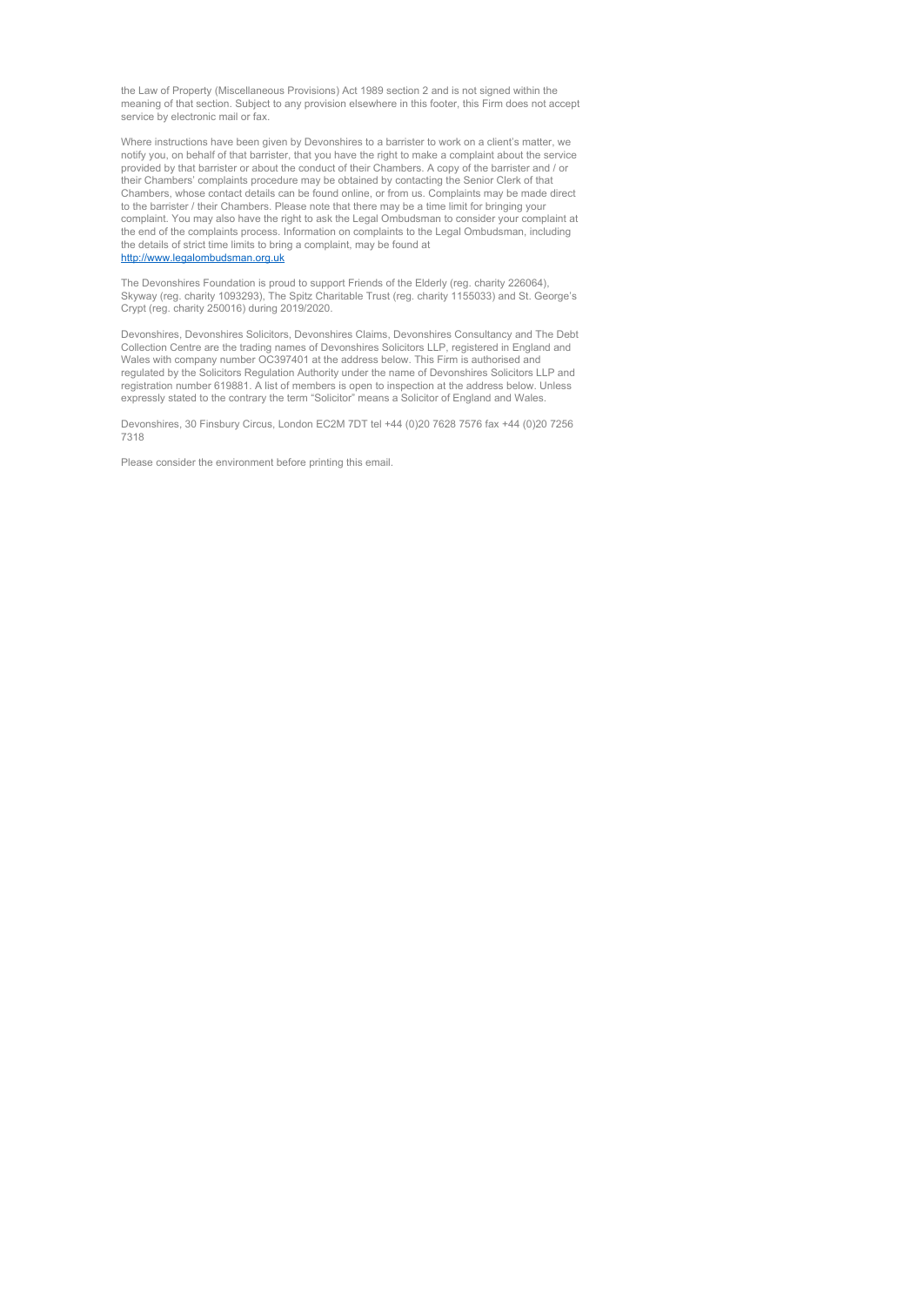the Law of Property (Miscellaneous Provisions) Act 1989 section 2 and is not signed within the meaning of that section. Subject to any provision elsewhere in this footer, this Firm does not accept service by electronic mail or fax.

Where instructions have been given by Devonshires to a barrister to work on a client's matter, we notify you, on behalf of that barrister, that you have the right to make a complaint about the service provided by that barrister or about the conduct of their Chambers. A copy of the barrister and / or their Chambers' complaints procedure may be obtained by contacting the Senior Clerk of that Chambers, whose contact details can be found online, or from us. Complaints may be made direct to the barrister / their Chambers. Please note that there may be a time limit for bringing your complaint. You may also have the right to ask the Legal Ombudsman to consider your complaint at the end of the complaints process. Information on complaints to the Legal Ombudsman, including the details of strict time limits to bring a complaint, may be found at http://www.legalombudsman.org.uk

The Devonshires Foundation is proud to support Friends of the Elderly (reg. charity 226064), Skyway (reg. charity 1093293), The Spitz Charitable Trust (reg. charity 1155033) and St. George's Crypt (reg. charity 250016) during 2019/2020.

Devonshires, Devonshires Solicitors, Devonshires Claims, Devonshires Consultancy and The Debt Collection Centre are the trading names of Devonshires Solicitors LLP, registered in England and Wales with company number OC397401 at the address below. This Firm is authorised and regulated by the Solicitors Regulation Authority under the name of Devonshires Solicitors LLP and registration number 619881. A list of members is open to inspection at the address below. Unless expressly stated to the contrary the term "Solicitor" means a Solicitor of England and Wales.

Devonshires, 30 Finsbury Circus, London EC2M 7DT tel +44 (0)20 7628 7576 fax +44 (0)20 7256 7318

Please consider the environment before printing this email.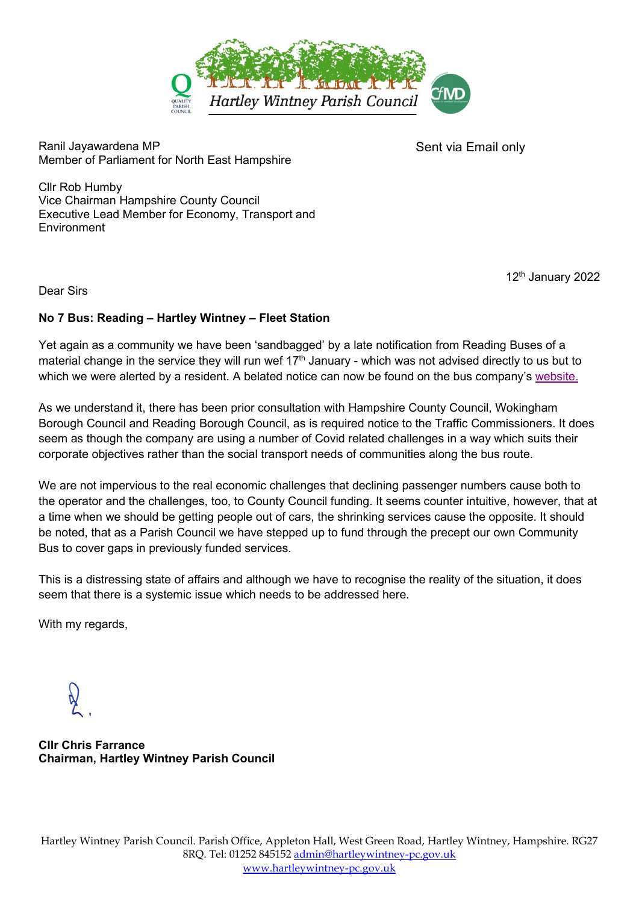Hartley Wintney Parish Council

Ranil Jayawardena MP
Member of Parliament for North East Hampshire

Sent via Email only

Cllr Rob Humby
Vice Chairman Hampshire County Council
Executive Lead Member for Economy, Transport and Environment

12th January 2022

Dear Sirs

**No 7 Bus: Reading – Hartley Wintney – Fleet Station**

Yet again as a community we have been 'sandbagged' by a late notification from Reading Buses of a material change in the service they will run wef 17th January - which was not advised directly to us but to which we were alerted by a resident. A belated notice can now be found on the bus company's website.

As we understand it, there has been prior consultation with Hampshire County Council, Wokingham Borough Council and Reading Borough Council, as is required notice to the Traffic Commissioners. It does seem as though the company are using a number of Covid related challenges in a way which suits their corporate objectives rather than the social transport needs of communities along the bus route.

We are not impervious to the real economic challenges that declining passenger numbers cause both to the operator and the challenges, too, to County Council funding. It seems counter intuitive, however, that at a time when we should be getting people out of cars, the shrinking services cause the opposite. It should be noted, that as a Parish Council we have stepped up to fund through the precept our own Community Bus to cover gaps in previously funded services.

This is a distressing state of affairs and although we have to recognise the reality of the situation, it does seem that there is a systemic issue which needs to be addressed here.

With my regards,

**Cllr Chris Farrance**
**Chairman, Hartley Wintney Parish Council**

Hartley Wintney Parish Council. Parish Office, Appleton Hall, West Green Road, Hartley Wintney, Hampshire. RG27 8RQ. Tel: 01252 845152 admin@hartleywintney-pc.gov.uk
www.hartleywintney-pc.gov.uk